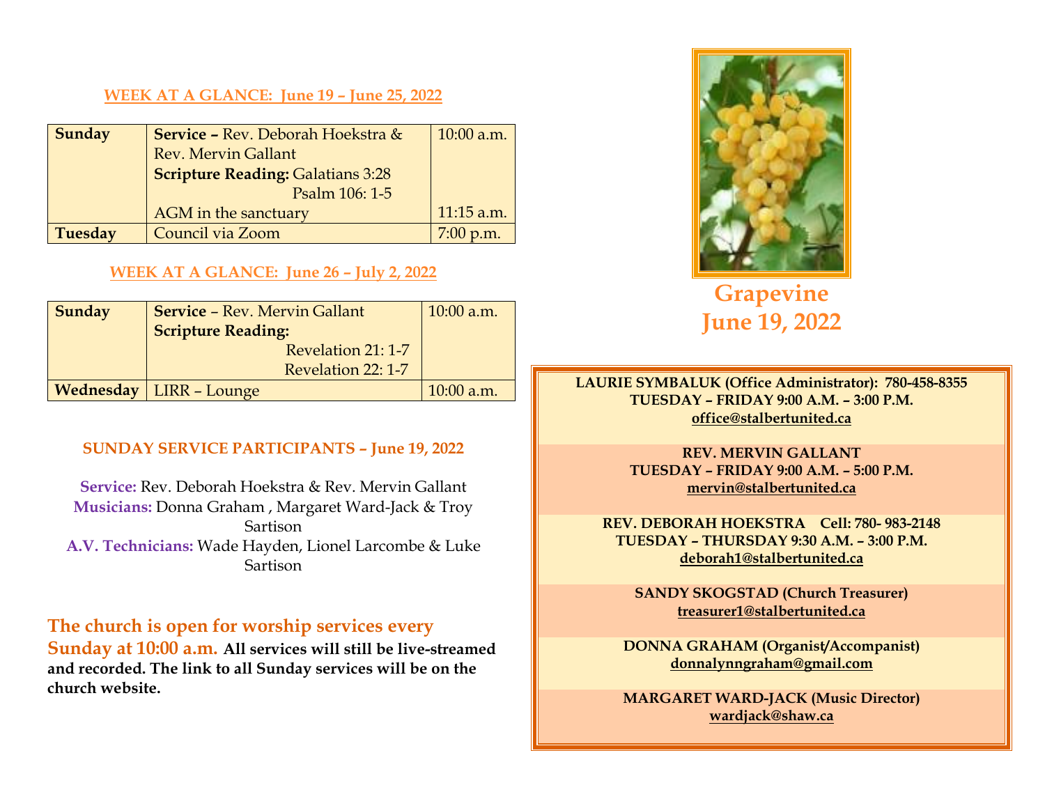## WEEK AT A GLANCE: June 19 – June 25, 2022

| | | |
|---|---|---|
| **Sunday** | **Service –** Rev. Deborah Hoekstra & Rev. Mervin Gallant<br>**Scripture Reading:** Galatians 3:28<br>Psalm 106: 1-5 | 10:00 a.m. |
| | AGM in the sanctuary | 11:15 a.m. |
| **Tuesday** | Council via Zoom | 7:00 p.m. |

## WEEK AT A GLANCE: June 26 – July 2, 2022

| | | |
|---|---|---|
| **Sunday** | **Service** – Rev. Mervin Gallant<br>**Scripture Reading:**<br>Revelation 21: 1-7<br>Revelation 22: 1-7 | 10:00 a.m. |
| **Wednesday** | LIRR – Lounge | 10:00 a.m. |

## SUNDAY SERVICE PARTICIPANTS – June 19, 2022

**Service:** Rev. Deborah Hoekstra & Rev. Mervin Gallant
**Musicians:** Donna Graham , Margaret Ward-Jack & Troy Sartison
**A.V. Technicians:** Wade Hayden, Lionel Larcombe & Luke Sartison

**The church is open for worship services every Sunday at 10:00 a.m.** **All services will still be live-streamed and recorded. The link to all Sunday services will be on the church website.**

# Grapevine
# June 19, 2022

**LAURIE SYMBALUK (Office Administrator): 780-458-8355**
**TUESDAY – FRIDAY 9:00 A.M. – 3:00 P.M.**
**office@stalbertunited.ca**

**REV. MERVIN GALLANT**
**TUESDAY – FRIDAY 9:00 A.M. – 5:00 P.M.**
**mervin@stalbertunited.ca**

**REV. DEBORAH HOEKSTRA Cell: 780- 983-2148**
**TUESDAY – THURSDAY 9:30 A.M. – 3:00 P.M.**
**deborah1@stalbertunited.ca**

**SANDY SKOGSTAD (Church Treasurer)**
**treasurer1@stalbertunited.ca**

**DONNA GRAHAM (Organist/Accompanist)**
**donnalynngraham@gmail.com**

**MARGARET WARD-JACK (Music Director)**
**wardjack@shaw.ca**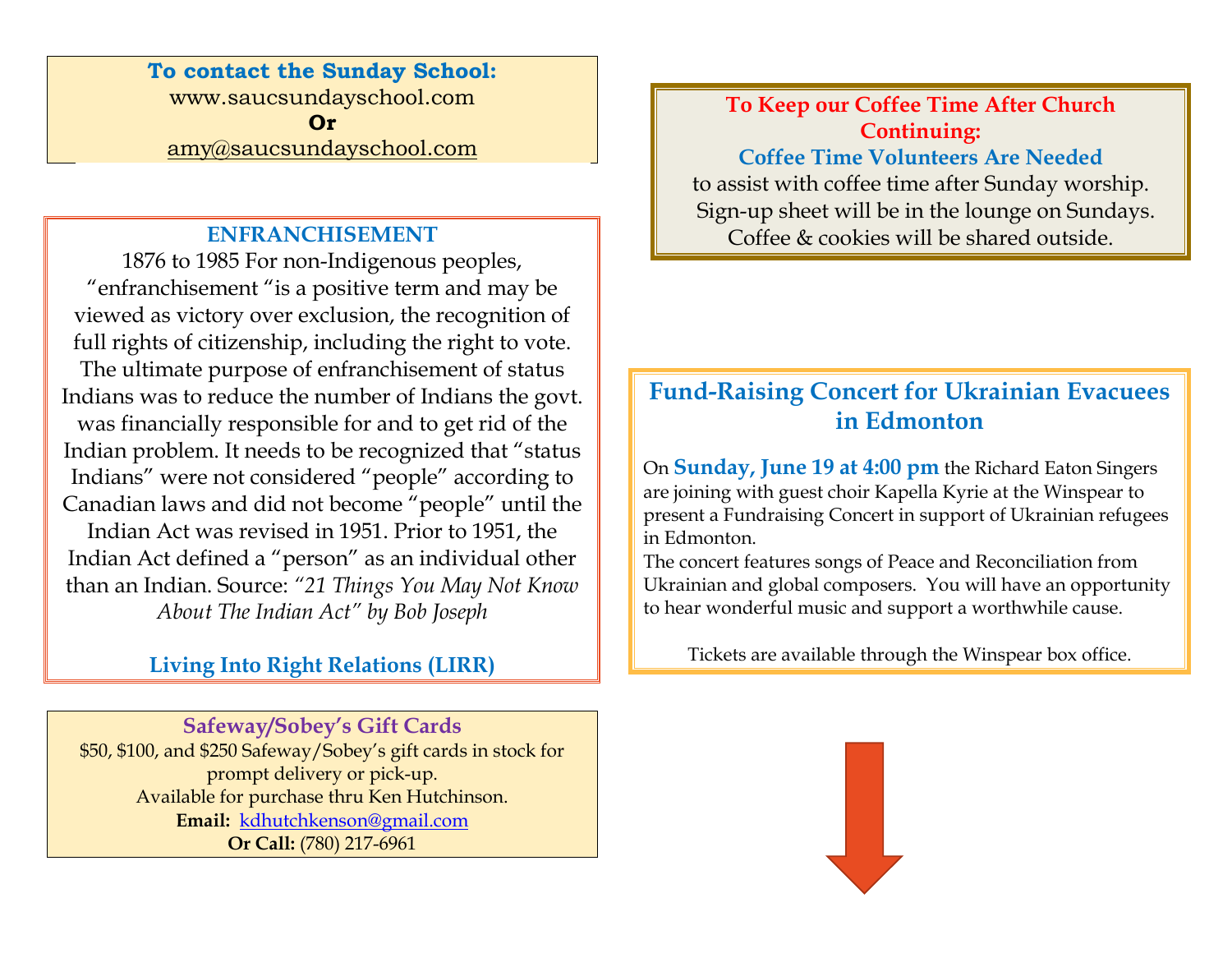**To contact the Sunday School:**
www.saucsundayschool.com
**Or**
amy@saucsundayschool.com

## ENFRANCHISEMENT

1876 to 1985 For non-Indigenous peoples, "enfranchisement "is a positive term and may be viewed as victory over exclusion, the recognition of full rights of citizenship, including the right to vote. The ultimate purpose of enfranchisement of status Indians was to reduce the number of Indians the govt. was financially responsible for and to get rid of the Indian problem. It needs to be recognized that "status Indians" were not considered "people" according to Canadian laws and did not become "people" until the Indian Act was revised in 1951. Prior to 1951, the Indian Act defined a "person" as an individual other than an Indian. Source: *"21 Things You May Not Know About The Indian Act" by Bob Joseph*

**Living Into Right Relations (LIRR)**

## Safeway/Sobey's Gift Cards

$50, $100, and $250 Safeway/Sobey's gift cards in stock for prompt delivery or pick-up.
Available for purchase thru Ken Hutchinson.
**Email:** kdhutchkenson@gmail.com
**Or Call:** (780) 217-6961

## To Keep our Coffee Time After Church Continuing:

**Coffee Time Volunteers Are Needed**
to assist with coffee time after Sunday worship.
Sign-up sheet will be in the lounge on Sundays.
Coffee & cookies will be shared outside.

## Fund-Raising Concert for Ukrainian Evacuees in Edmonton

On **Sunday, June 19 at 4:00 pm** the Richard Eaton Singers are joining with guest choir Kapella Kyrie at the Winspear to present a Fundraising Concert in support of Ukrainian refugees in Edmonton.
The concert features songs of Peace and Reconciliation from Ukrainian and global composers. You will have an opportunity to hear wonderful music and support a worthwhile cause.

Tickets are available through the Winspear box office.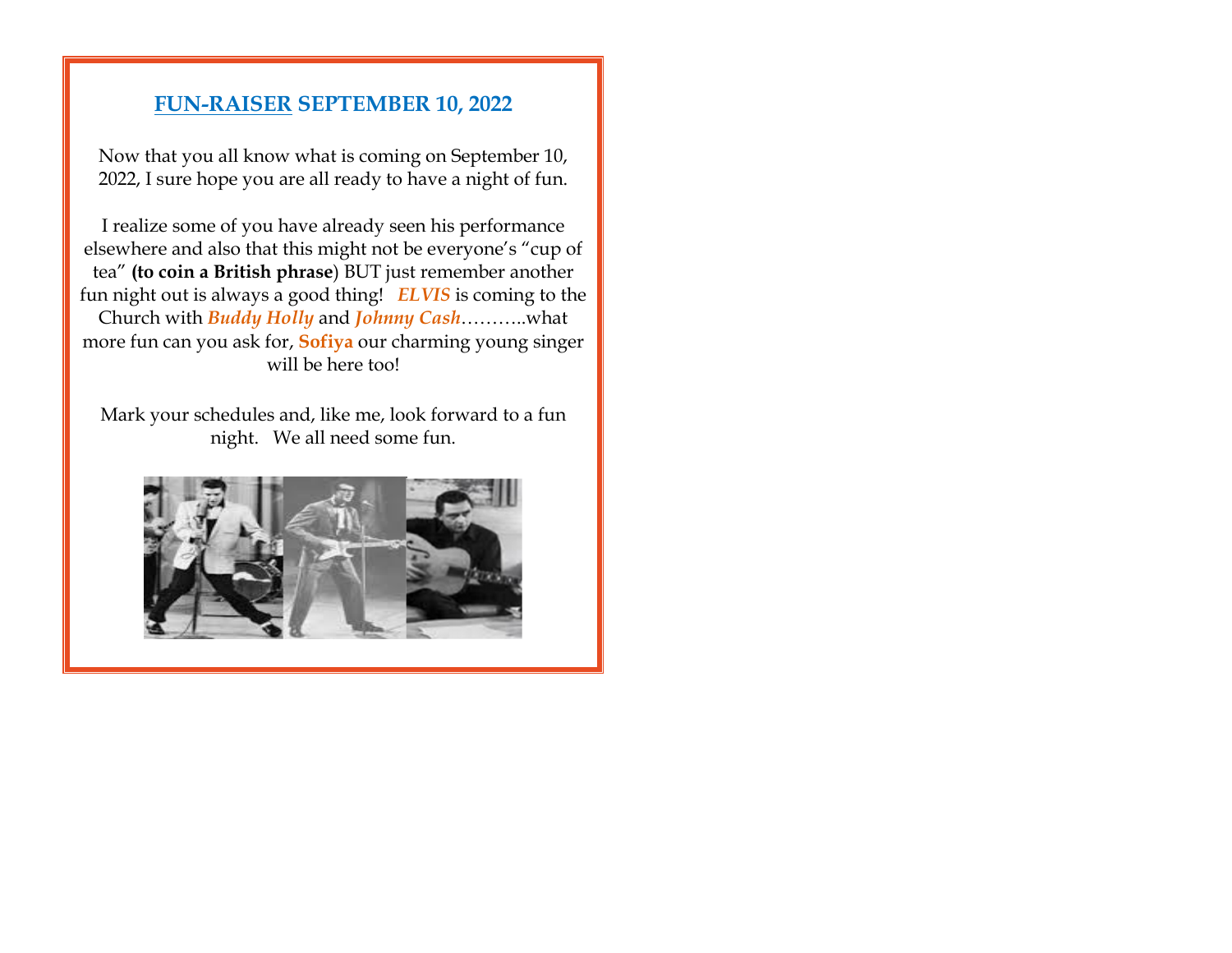## FUN-RAISER SEPTEMBER 10, 2022

Now that you all know what is coming on September 10, 2022, I sure hope you are all ready to have a night of fun.

I realize some of you have already seen his performance elsewhere and also that this might not be everyone's "cup of tea" **(to coin a British phrase**) BUT just remember another fun night out is always a good thing! ***ELVIS*** is coming to the Church with ***Buddy Holly*** and ***Johnny Cash***………..what more fun can you ask for, **Sofiya** our charming young singer will be here too!

Mark your schedules and, like me, look forward to a fun night. We all need some fun.